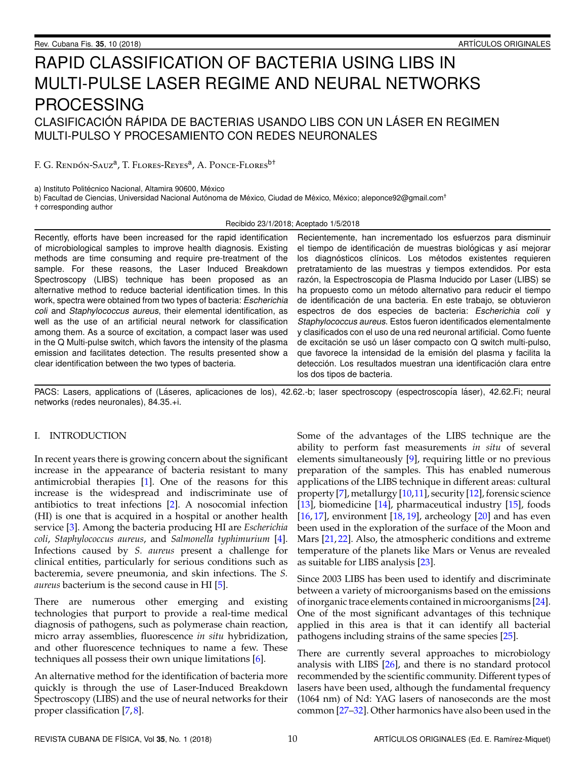# RAPID CLASSIFICATION OF BACTERIA USING LIBS IN MULTI-PULSE LASER REGIME AND NEURAL NETWORKS PROCESSING

## CLASIFICACIÓN RÁPIDA DE BACTERIAS USANDO LIBS CON UN LÁSER EN REGIMEN MULTI-PULSO Y PROCESAMIENTO CON REDES NEURONALES

F. G. Rendón-Sauz[a], T. Flores-Reyes[a], A. Ponce-Flores[b†]

a) Instituto Politécnico Nacional, Altamira 90600, México
b) Facultad de Ciencias, Universidad Nacional Autónoma de México, Ciudad de México, México; aleponce92@gmail.com[†]
† corresponding author

Recibido 23/1/2018; Aceptado 1/5/2018

Recently, efforts have been increased for the rapid identification of microbiological samples to improve health diagnosis. Existing methods are time consuming and require pre-treatment of the sample. For these reasons, the Laser Induced Breakdown Spectroscopy (LIBS) technique has been proposed as an alternative method to reduce bacterial identification times. In this work, spectra were obtained from two types of bacteria: *Escherichia coli* and *Staphylococcus aureus*, their elemental identification, as well as the use of an artificial neural network for classification among them. As a source of excitation, a compact laser was used in the Q Multi-pulse switch, which favors the intensity of the plasma emission and facilitates detection. The results presented show a clear identification between the two types of bacteria.

Recientemente, han incrementado los esfuerzos para disminuir el tiempo de identificación de muestras biológicas y así mejorar los diagnósticos clínicos. Los métodos existentes requieren pretratamiento de las muestras y tiempos extendidos. Por esta razón, la Espectroscopia de Plasma Inducido por Laser (LIBS) se ha propuesto como un método alternativo para reducir el tiempo de identificación de una bacteria. En este trabajo, se obtuvieron espectros de dos especies de bacteria: *Escherichia coli* y *Staphylococcus aureus*. Estos fueron identificados elementalmente y clasificados con el uso de una red neuronal artificial. Como fuente de excitación se usó un láser compacto con Q switch multi-pulso, que favorece la intensidad de la emisión del plasma y facilita la detección. Los resultados muestran una identificación clara entre los dos tipos de bacteria.

PACS: Lasers, applications of (Láseres, aplicaciones de los), 42.62.-b; laser spectroscopy (espectroscopía láser), 42.62.Fi; neural networks (redes neuronales), 84.35.+i.

## I. INTRODUCTION

In recent years there is growing concern about the significant increase in the appearance of bacteria resistant to many antimicrobial therapies [1]. One of the reasons for this increase is the widespread and indiscriminate use of antibiotics to treat infections [2]. A nosocomial infection (HI) is one that is acquired in a hospital or another health service [3]. Among the bacteria producing HI are *Escherichia coli*, *Staphylococcus aureus*, and *Salmonella typhimurium* [4]. Infections caused by *S. aureus* present a challenge for clinical entities, particularly for serious conditions such as bacteremia, severe pneumonia, and skin infections. The *S. aureus* bacterium is the second cause in HI [5].

There are numerous other emerging and existing technologies that purport to provide a real-time medical diagnosis of pathogens, such as polymerase chain reaction, micro array assemblies, fluorescence *in situ* hybridization, and other fluorescence techniques to name a few. These techniques all possess their own unique limitations [6].

An alternative method for the identification of bacteria more quickly is through the use of Laser-Induced Breakdown Spectroscopy (LIBS) and the use of neural networks for their proper classification [7,8].

Some of the advantages of the LIBS technique are the ability to perform fast measurements *in situ* of several elements simultaneously [9], requiring little or no previous preparation of the samples. This has enabled numerous applications of the LIBS technique in different areas: cultural property [7], metallurgy [10,11], security [12], forensic science [13], biomedicine [14], pharmaceutical industry [15], foods [16,17], environment [18,19], archeology [20] and has even been used in the exploration of the surface of the Moon and Mars [21,22]. Also, the atmospheric conditions and extreme temperature of the planets like Mars or Venus are revealed as suitable for LIBS analysis [23].

Since 2003 LIBS has been used to identify and discriminate between a variety of microorganisms based on the emissions of inorganic trace elements contained in microorganisms [24]. One of the most significant advantages of this technique applied in this area is that it can identify all bacterial pathogens including strains of the same species [25].

There are currently several approaches to microbiology analysis with LIBS [26], and there is no standard protocol recommended by the scientific community. Different types of lasers have been used, although the fundamental frequency (1064 nm) of Nd: YAG lasers of nanoseconds are the most common [27–32]. Other harmonics have also been used in the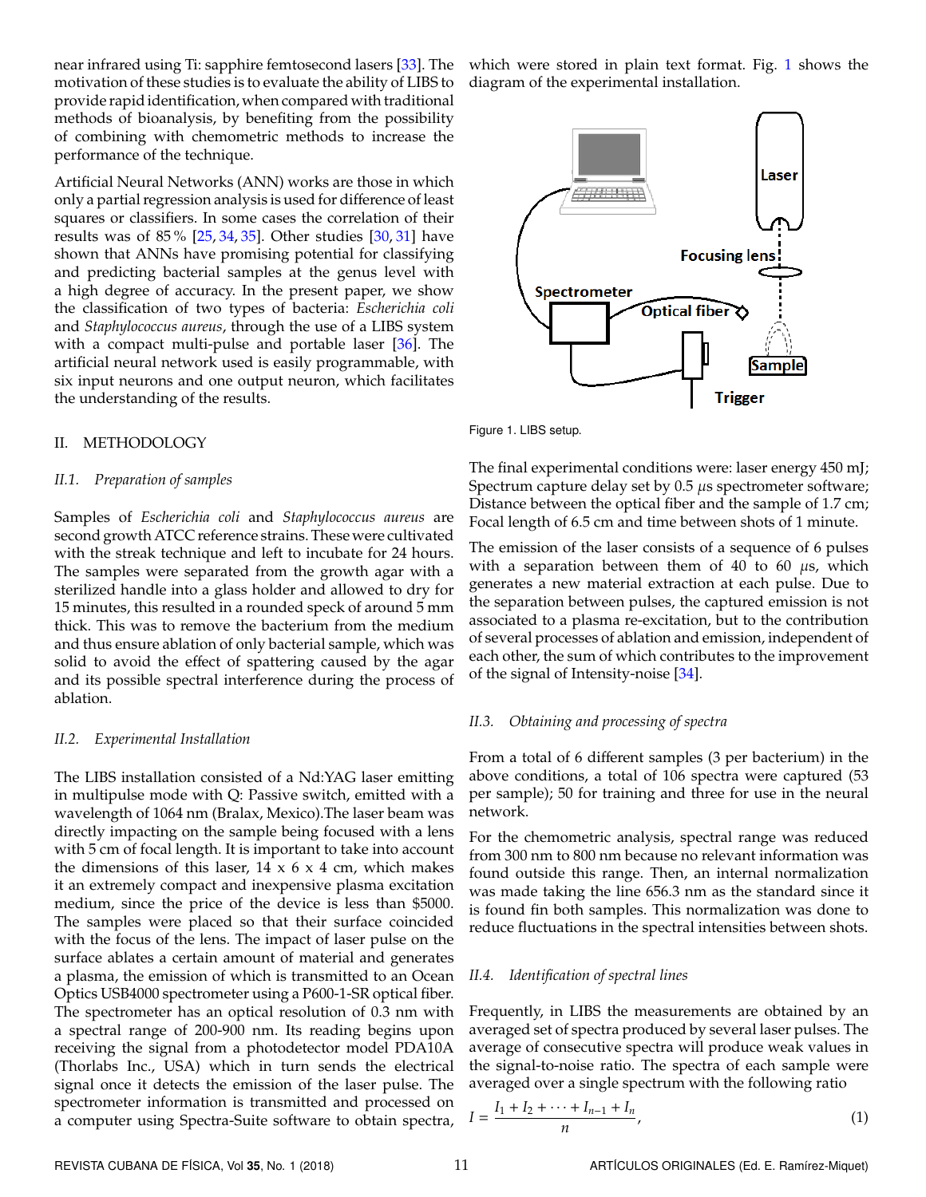near infrared using Ti: sapphire femtosecond lasers [33]. The motivation of these studies is to evaluate the ability of LIBS to provide rapid identification, when compared with traditional methods of bioanalysis, by benefiting from the possibility of combining with chemometric methods to increase the performance of the technique.

Artificial Neural Networks (ANN) works are those in which only a partial regression analysis is used for difference of least squares or classifiers. In some cases the correlation of their results was of 85 % [25, 34, 35]. Other studies [30, 31] have shown that ANNs have promising potential for classifying and predicting bacterial samples at the genus level with a high degree of accuracy. In the present paper, we show the classification of two types of bacteria: *Escherichia coli* and *Staphylococcus aureus*, through the use of a LIBS system with a compact multi-pulse and portable laser [36]. The artificial neural network used is easily programmable, with six input neurons and one output neuron, which facilitates the understanding of the results.

## II. METHODOLOGY

### II.1. *Preparation of samples*

Samples of *Escherichia coli* and *Staphylococcus aureus* are second growth ATCC reference strains. These were cultivated with the streak technique and left to incubate for 24 hours. The samples were separated from the growth agar with a sterilized handle into a glass holder and allowed to dry for 15 minutes, this resulted in a rounded speck of around 5 mm thick. This was to remove the bacterium from the medium and thus ensure ablation of only bacterial sample, which was solid to avoid the effect of spattering caused by the agar and its possible spectral interference during the process of ablation.

### II.2. *Experimental Installation*

The LIBS installation consisted of a Nd:YAG laser emitting in multipulse mode with Q: Passive switch, emitted with a wavelength of 1064 nm (Bralax, Mexico).The laser beam was directly impacting on the sample being focused with a lens with 5 cm of focal length. It is important to take into account the dimensions of this laser, 14 x 6 x 4 cm, which makes it an extremely compact and inexpensive plasma excitation medium, since the price of the device is less than $5000. The samples were placed so that their surface coincided with the focus of the lens. The impact of laser pulse on the surface ablates a certain amount of material and generates a plasma, the emission of which is transmitted to an Ocean Optics USB4000 spectrometer using a P600-1-SR optical fiber. The spectrometer has an optical resolution of 0.3 nm with a spectral range of 200-900 nm. Its reading begins upon receiving the signal from a photodetector model PDA10A (Thorlabs Inc., USA) which in turn sends the electrical signal once it detects the emission of the laser pulse. The spectrometer information is transmitted and processed on a computer using Spectra-Suite software to obtain spectra, which were stored in plain text format. Fig. 1 shows the diagram of the experimental installation.

Figure 1. LIBS setup.

The final experimental conditions were: laser energy 450 mJ; Spectrum capture delay set by 0.5 $\mu$s spectrometer software; Distance between the optical fiber and the sample of 1.7 cm; Focal length of 6.5 cm and time between shots of 1 minute.

The emission of the laser consists of a sequence of 6 pulses with a separation between them of 40 to 60 $\mu$s, which generates a new material extraction at each pulse. Due to the separation between pulses, the captured emission is not associated to a plasma re-excitation, but to the contribution of several processes of ablation and emission, independent of each other, the sum of which contributes to the improvement of the signal of Intensity-noise [34].

### II.3. *Obtaining and processing of spectra*

From a total of 6 different samples (3 per bacterium) in the above conditions, a total of 106 spectra were captured (53 per sample); 50 for training and three for use in the neural network.

For the chemometric analysis, spectral range was reduced from 300 nm to 800 nm because no relevant information was found outside this range. Then, an internal normalization was made taking the line 656.3 nm as the standard since it is found fin both samples. This normalization was done to reduce fluctuations in the spectral intensities between shots.

### II.4. *Identification of spectral lines*

Frequently, in LIBS the measurements are obtained by an averaged set of spectra produced by several laser pulses. The average of consecutive spectra will produce weak values in the signal-to-noise ratio. The spectra of each sample were averaged over a single spectrum with the following ratio

$$I = \frac{I_1 + I_2 + \cdots + I_{n-1} + I_n}{n}, \tag{1}$$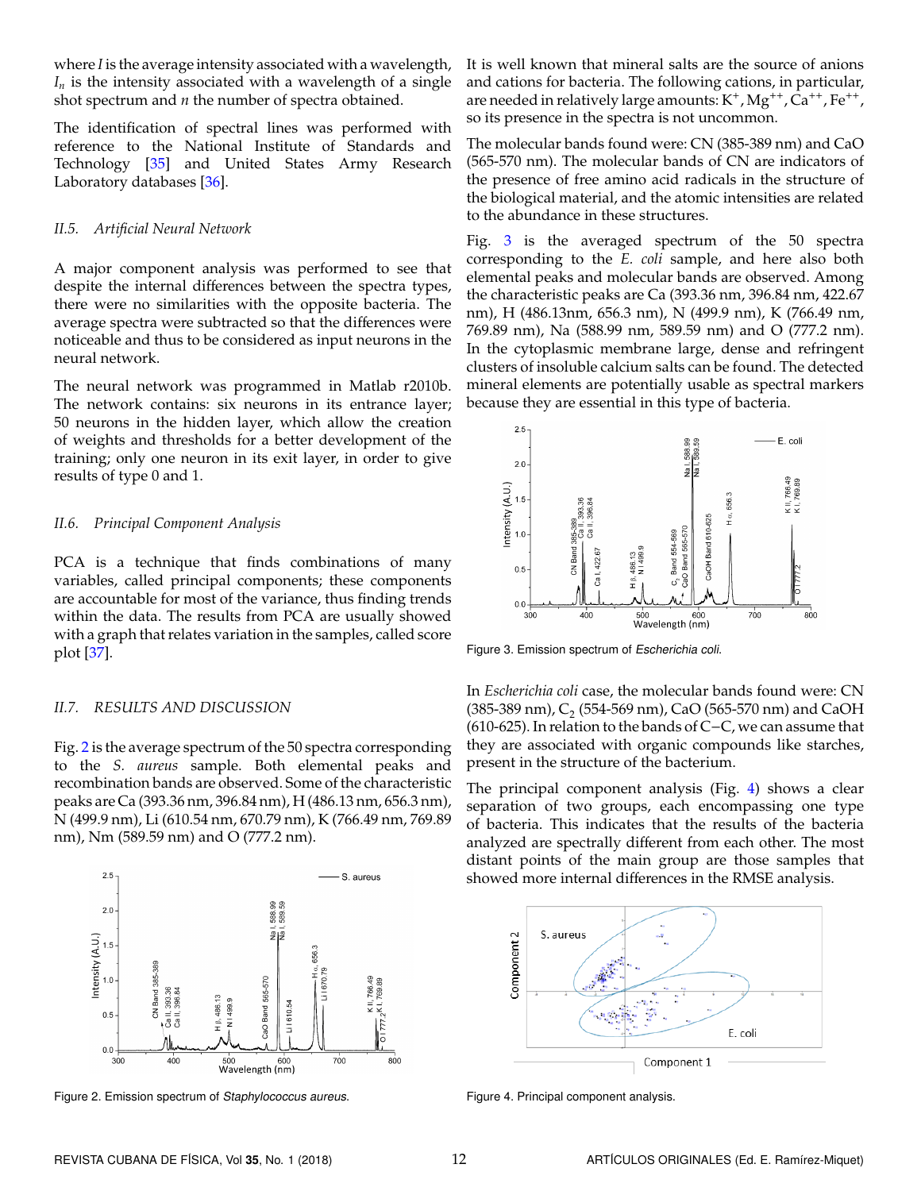where $I$ is the average intensity associated with a wavelength, $I_n$ is the intensity associated with a wavelength of a single shot spectrum and $n$ the number of spectra obtained.

The identification of spectral lines was performed with reference to the National Institute of Standards and Technology [35] and United States Army Research Laboratory databases [36].

### II.5. Artificial Neural Network

A major component analysis was performed to see that despite the internal differences between the spectra types, there were no similarities with the opposite bacteria. The average spectra were subtracted so that the differences were noticeable and thus to be considered as input neurons in the neural network.

The neural network was programmed in Matlab r2010b. The network contains: six neurons in its entrance layer; 50 neurons in the hidden layer, which allow the creation of weights and thresholds for a better development of the training; only one neuron in its exit layer, in order to give results of type 0 and 1.

### II.6. Principal Component Analysis

PCA is a technique that finds combinations of many variables, called principal components; these components are accountable for most of the variance, thus finding trends within the data. The results from PCA are usually showed with a graph that relates variation in the samples, called score plot [37].

### II.7. RESULTS AND DISCUSSION

Fig. 2 is the average spectrum of the 50 spectra corresponding to the *S. aureus* sample. Both elemental peaks and recombination bands are observed. Some of the characteristic peaks are Ca (393.36 nm, 396.84 nm), H (486.13 nm, 656.3 nm), N (499.9 nm), Li (610.54 nm, 670.79 nm), K (766.49 nm, 769.89 nm), Nm (589.59 nm) and O (777.2 nm).

Figure 2. Emission spectrum of *Staphylococcus aureus*.

It is well known that mineral salts are the source of anions and cations for bacteria. The following cations, in particular, are needed in relatively large amounts: $K^+$, $Mg^{++}$, $Ca^{++}$, $Fe^{++}$, so its presence in the spectra is not uncommon.

The molecular bands found were: CN (385-389 nm) and CaO (565-570 nm). The molecular bands of CN are indicators of the presence of free amino acid radicals in the structure of the biological material, and the atomic intensities are related to the abundance in these structures.

Fig. 3 is the averaged spectrum of the 50 spectra corresponding to the *E. coli* sample, and here also both elemental peaks and molecular bands are observed. Among the characteristic peaks are Ca (393.36 nm, 396.84 nm, 422.67 nm), H (486.13nm, 656.3 nm), N (499.9 nm), K (766.49 nm, 769.89 nm), Na (588.99 nm, 589.59 nm) and O (777.2 nm). In the cytoplasmic membrane large, dense and refringent clusters of insoluble calcium salts can be found. The detected mineral elements are potentially usable as spectral markers because they are essential in this type of bacteria.

Figure 3. Emission spectrum of *Escherichia coli*.

In *Escherichia coli* case, the molecular bands found were: CN (385-389 nm), $C_2$ (554-569 nm), CaO (565-570 nm) and CaOH (610-625). In relation to the bands of C−C, we can assume that they are associated with organic compounds like starches, present in the structure of the bacterium.

The principal component analysis (Fig. 4) shows a clear separation of two groups, each encompassing one type of bacteria. This indicates that the results of the bacteria analyzed are spectrally different from each other. The most distant points of the main group are those samples that showed more internal differences in the RMSE analysis.

Figure 4. Principal component analysis.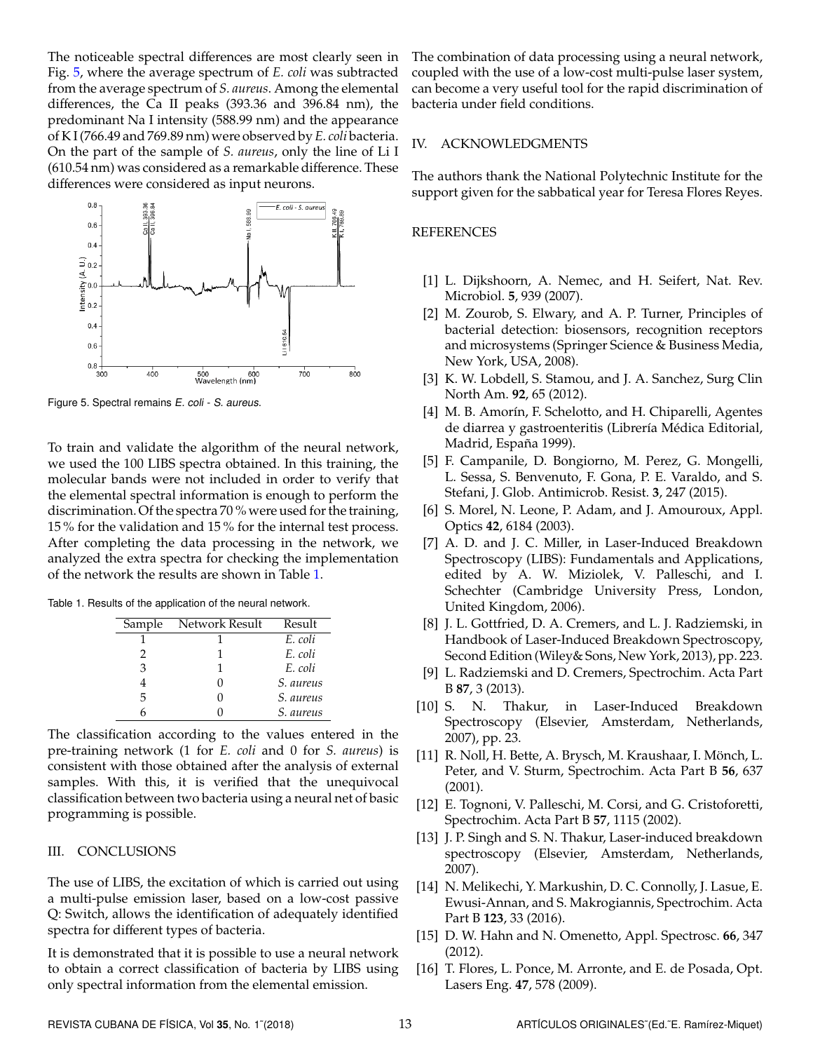The noticeable spectral differences are most clearly seen in Fig. 5, where the average spectrum of *E. coli* was subtracted from the average spectrum of *S. aureus*. Among the elemental differences, the Ca II peaks (393.36 and 396.84 nm), the predominant Na I intensity (588.99 nm) and the appearance of K I (766.49 and 769.89 nm) were observed by *E. coli* bacteria. On the part of the sample of *S. aureus*, only the line of Li I (610.54 nm) was considered as a remarkable difference. These differences were considered as input neurons.

Figure 5. Spectral remains *E. coli* - *S. aureus*.

To train and validate the algorithm of the neural network, we used the 100 LIBS spectra obtained. In this training, the molecular bands were not included in order to verify that the elemental spectral information is enough to perform the discrimination. Of the spectra 70 % were used for the training, 15 % for the validation and 15 % for the internal test process. After completing the data processing in the network, we analyzed the extra spectra for checking the implementation of the network the results are shown in Table 1.

Table 1. Results of the application of the neural network.

| Sample | Network Result | Result |
|---|---|---|
| 1 | 1 | *E. coli* |
| 2 | 1 | *E. coli* |
| 3 | 1 | *E. coli* |
| 4 | 0 | *S. aureus* |
| 5 | 0 | *S. aureus* |
| 6 | 0 | *S. aureus* |

The classification according to the values entered in the pre-training network (1 for *E. coli* and 0 for *S. aureus*) is consistent with those obtained after the analysis of external samples. With this, it is verified that the unequivocal classification between two bacteria using a neural net of basic programming is possible.

## III. CONCLUSIONS

The use of LIBS, the excitation of which is carried out using a multi-pulse emission laser, based on a low-cost passive Q: Switch, allows the identification of adequately identified spectra for different types of bacteria.

It is demonstrated that it is possible to use a neural network to obtain a correct classification of bacteria by LIBS using only spectral information from the elemental emission.

The combination of data processing using a neural network, coupled with the use of a low-cost multi-pulse laser system, can become a very useful tool for the rapid discrimination of bacteria under field conditions.

## IV. ACKNOWLEDGMENTS

The authors thank the National Polytechnic Institute for the support given for the sabbatical year for Teresa Flores Reyes.

## REFERENCES

[1] L. Dijkshoorn, A. Nemec, and H. Seifert, Nat. Rev. Microbiol. **5**, 939 (2007).

[2] M. Zourob, S. Elwary, and A. P. Turner, Principles of bacterial detection: biosensors, recognition receptors and microsystems (Springer Science & Business Media, New York, USA, 2008).

[3] K. W. Lobdell, S. Stamou, and J. A. Sanchez, Surg Clin North Am. **92**, 65 (2012).

[4] M. B. Amorín, F. Schelotto, and H. Chiparelli, Agentes de diarrea y gastroenteritis (Librería Médica Editorial, Madrid, España 1999).

[5] F. Campanile, D. Bongiorno, M. Perez, G. Mongelli, L. Sessa, S. Benvenuto, F. Gona, P. E. Varaldo, and S. Stefani, J. Glob. Antimicrob. Resist. **3**, 247 (2015).

[6] S. Morel, N. Leone, P. Adam, and J. Amouroux, Appl. Optics **42**, 6184 (2003).

[7] A. D. and J. C. Miller, in Laser-Induced Breakdown Spectroscopy (LIBS): Fundamentals and Applications, edited by A. W. Miziolek, V. Palleschi, and I. Schechter (Cambridge University Press, London, United Kingdom, 2006).

[8] J. L. Gottfried, D. A. Cremers, and L. J. Radziemski, in Handbook of Laser-Induced Breakdown Spectroscopy, Second Edition (Wiley& Sons, New York, 2013), pp. 223.

[9] L. Radziemski and D. Cremers, Spectrochim. Acta Part B **87**, 3 (2013).

[10] S. N. Thakur, in Laser-Induced Breakdown Spectroscopy (Elsevier, Amsterdam, Netherlands, 2007), pp. 23.

[11] R. Noll, H. Bette, A. Brysch, M. Kraushaar, I. Mönch, L. Peter, and V. Sturm, Spectrochim. Acta Part B **56**, 637 (2001).

[12] E. Tognoni, V. Palleschi, M. Corsi, and G. Cristoforetti, Spectrochim. Acta Part B **57**, 1115 (2002).

[13] J. P. Singh and S. N. Thakur, Laser-induced breakdown spectroscopy (Elsevier, Amsterdam, Netherlands, 2007).

[14] N. Melikechi, Y. Markushin, D. C. Connolly, J. Lasue, E. Ewusi-Annan, and S. Makrogiannis, Spectrochim. Acta Part B **123**, 33 (2016).

[15] D. W. Hahn and N. Omenetto, Appl. Spectrosc. **66**, 347 (2012).

[16] T. Flores, L. Ponce, M. Arronte, and E. de Posada, Opt. Lasers Eng. **47**, 578 (2009).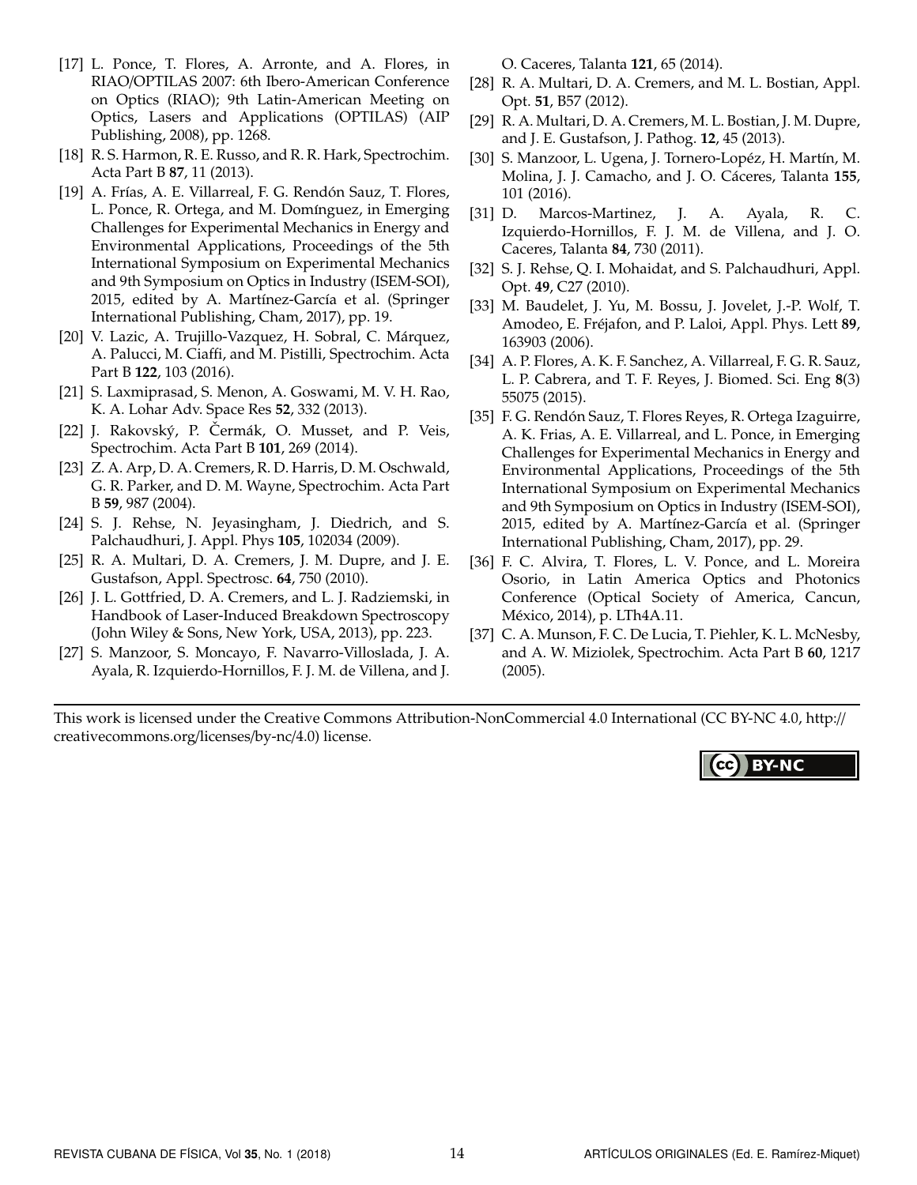[17] L. Ponce, T. Flores, A. Arronte, and A. Flores, in RIAO/OPTILAS 2007: 6th Ibero-American Conference on Optics (RIAO); 9th Latin-American Meeting on Optics, Lasers and Applications (OPTILAS) (AIP Publishing, 2008), pp. 1268.

[18] R. S. Harmon, R. E. Russo, and R. R. Hark, Spectrochim. Acta Part B **87**, 11 (2013).

[19] A. Frías, A. E. Villarreal, F. G. Rendón Sauz, T. Flores, L. Ponce, R. Ortega, and M. Domínguez, in Emerging Challenges for Experimental Mechanics in Energy and Environmental Applications, Proceedings of the 5th International Symposium on Experimental Mechanics and 9th Symposium on Optics in Industry (ISEM-SOI), 2015, edited by A. Martínez-García et al. (Springer International Publishing, Cham, 2017), pp. 19.

[20] V. Lazic, A. Trujillo-Vazquez, H. Sobral, C. Márquez, A. Palucci, M. Ciaffi, and M. Pistilli, Spectrochim. Acta Part B **122**, 103 (2016).

[21] S. Laxmiprasad, S. Menon, A. Goswami, M. V. H. Rao, K. A. Lohar Adv. Space Res **52**, 332 (2013).

[22] J. Rakovský, P. Čermák, O. Musset, and P. Veis, Spectrochim. Acta Part B **101**, 269 (2014).

[23] Z. A. Arp, D. A. Cremers, R. D. Harris, D. M. Oschwald, G. R. Parker, and D. M. Wayne, Spectrochim. Acta Part B **59**, 987 (2004).

[24] S. J. Rehse, N. Jeyasingham, J. Diedrich, and S. Palchaudhuri, J. Appl. Phys **105**, 102034 (2009).

[25] R. A. Multari, D. A. Cremers, J. M. Dupre, and J. E. Gustafson, Appl. Spectrosc. **64**, 750 (2010).

[26] J. L. Gottfried, D. A. Cremers, and L. J. Radziemski, in Handbook of Laser-Induced Breakdown Spectroscopy (John Wiley & Sons, New York, USA, 2013), pp. 223.

[27] S. Manzoor, S. Moncayo, F. Navarro-Villoslada, J. A. Ayala, R. Izquierdo-Hornillos, F. J. M. de Villena, and J. O. Caceres, Talanta **121**, 65 (2014).

[28] R. A. Multari, D. A. Cremers, and M. L. Bostian, Appl. Opt. **51**, B57 (2012).

[29] R. A. Multari, D. A. Cremers, M. L. Bostian, J. M. Dupre, and J. E. Gustafson, J. Pathog. **12**, 45 (2013).

[30] S. Manzoor, L. Ugena, J. Tornero-Lopéz, H. Martín, M. Molina, J. J. Camacho, and J. O. Cáceres, Talanta **155**, 101 (2016).

[31] D. Marcos-Martinez, J. A. Ayala, R. C. Izquierdo-Hornillos, F. J. M. de Villena, and J. O. Caceres, Talanta **84**, 730 (2011).

[32] S. J. Rehse, Q. I. Mohaidat, and S. Palchaudhuri, Appl. Opt. **49**, C27 (2010).

[33] M. Baudelet, J. Yu, M. Bossu, J. Jovelet, J.-P. Wolf, T. Amodeo, E. Fréjafon, and P. Laloi, Appl. Phys. Lett **89**, 163903 (2006).

[34] A. P. Flores, A. K. F. Sanchez, A. Villarreal, F. G. R. Sauz, L. P. Cabrera, and T. F. Reyes, J. Biomed. Sci. Eng **8**(3) 55075 (2015).

[35] F. G. Rendón Sauz, T. Flores Reyes, R. Ortega Izaguirre, A. K. Frias, A. E. Villarreal, and L. Ponce, in Emerging Challenges for Experimental Mechanics in Energy and Environmental Applications, Proceedings of the 5th International Symposium on Experimental Mechanics and 9th Symposium on Optics in Industry (ISEM-SOI), 2015, edited by A. Martínez-García et al. (Springer International Publishing, Cham, 2017), pp. 29.

[36] F. C. Alvira, T. Flores, L. V. Ponce, and L. Moreira Osorio, in Latin America Optics and Photonics Conference (Optical Society of America, Cancun, México, 2014), p. LTh4A.11.

[37] C. A. Munson, F. C. De Lucia, T. Piehler, K. L. McNesby, and A. W. Miziolek, Spectrochim. Acta Part B **60**, 1217 (2005).

---

This work is licensed under the Creative Commons Attribution-NonCommercial 4.0 International (CC BY-NC 4.0, http://creativecommons.org/licenses/by-nc/4.0) license.